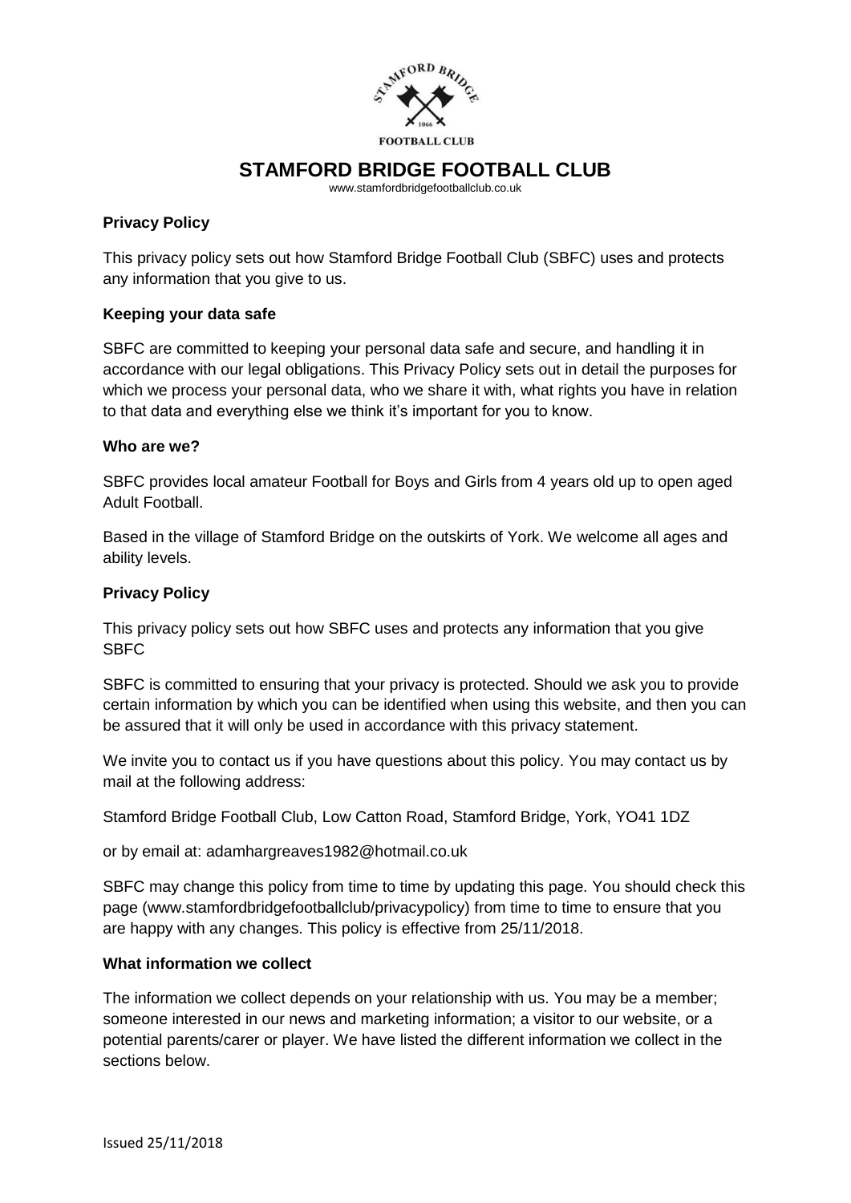# STAMFORD BRIDGE FOOTBALL CLUB

www.stamfordbridgefootballclub.co.uk

**Privacy Policy**

This privacy policy sets out how Stamford Bridge Football Club (SBFC) uses and protects any information that you give to us.

**Keeping your data safe**

SBFC are committed to keeping your personal data safe and secure, and handling it in accordance with our legal obligations. This Privacy Policy sets out in detail the purposes for which we process your personal data, who we share it with, what rights you have in relation to that data and everything else we think it's important for you to know.

**Who are we?**

SBFC provides local amateur Football for Boys and Girls from 4 years old up to open aged Adult Football.

Based in the village of Stamford Bridge on the outskirts of York. We welcome all ages and ability levels.

**Privacy Policy**

This privacy policy sets out how SBFC uses and protects any information that you give SBFC

SBFC is committed to ensuring that your privacy is protected. Should we ask you to provide certain information by which you can be identified when using this website, and then you can be assured that it will only be used in accordance with this privacy statement.

We invite you to contact us if you have questions about this policy. You may contact us by mail at the following address:

Stamford Bridge Football Club, Low Catton Road, Stamford Bridge, York, YO41 1DZ

or by email at: adamhargreaves1982@hotmail.co.uk

SBFC may change this policy from time to time by updating this page. You should check this page (www.stamfordbridgefootballclub/privacypolicy) from time to time to ensure that you are happy with any changes. This policy is effective from 25/11/2018.

**What information we collect**

The information we collect depends on your relationship with us. You may be a member; someone interested in our news and marketing information; a visitor to our website, or a potential parents/carer or player. We have listed the different information we collect in the sections below.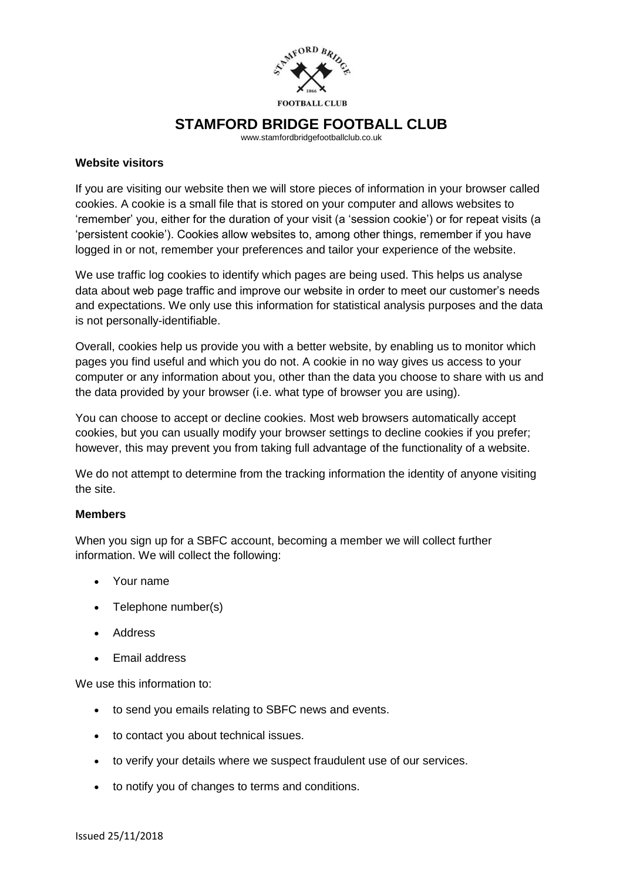# STAMFORD BRIDGE FOOTBALL CLUB

www.stamfordbridgefootballclub.co.uk

**Website visitors**

If you are visiting our website then we will store pieces of information in your browser called cookies. A cookie is a small file that is stored on your computer and allows websites to 'remember' you, either for the duration of your visit (a 'session cookie') or for repeat visits (a 'persistent cookie'). Cookies allow websites to, among other things, remember if you have logged in or not, remember your preferences and tailor your experience of the website.

We use traffic log cookies to identify which pages are being used. This helps us analyse data about web page traffic and improve our website in order to meet our customer's needs and expectations. We only use this information for statistical analysis purposes and the data is not personally-identifiable.

Overall, cookies help us provide you with a better website, by enabling us to monitor which pages you find useful and which you do not. A cookie in no way gives us access to your computer or any information about you, other than the data you choose to share with us and the data provided by your browser (i.e. what type of browser you are using).

You can choose to accept or decline cookies. Most web browsers automatically accept cookies, but you can usually modify your browser settings to decline cookies if you prefer; however, this may prevent you from taking full advantage of the functionality of a website.

We do not attempt to determine from the tracking information the identity of anyone visiting the site.

**Members**

When you sign up for a SBFC account, becoming a member we will collect further information. We will collect the following:

- Your name
- Telephone number(s)
- Address
- Email address

We use this information to:

- to send you emails relating to SBFC news and events.
- to contact you about technical issues.
- to verify your details where we suspect fraudulent use of our services.
- to notify you of changes to terms and conditions.

Issued 25/11/2018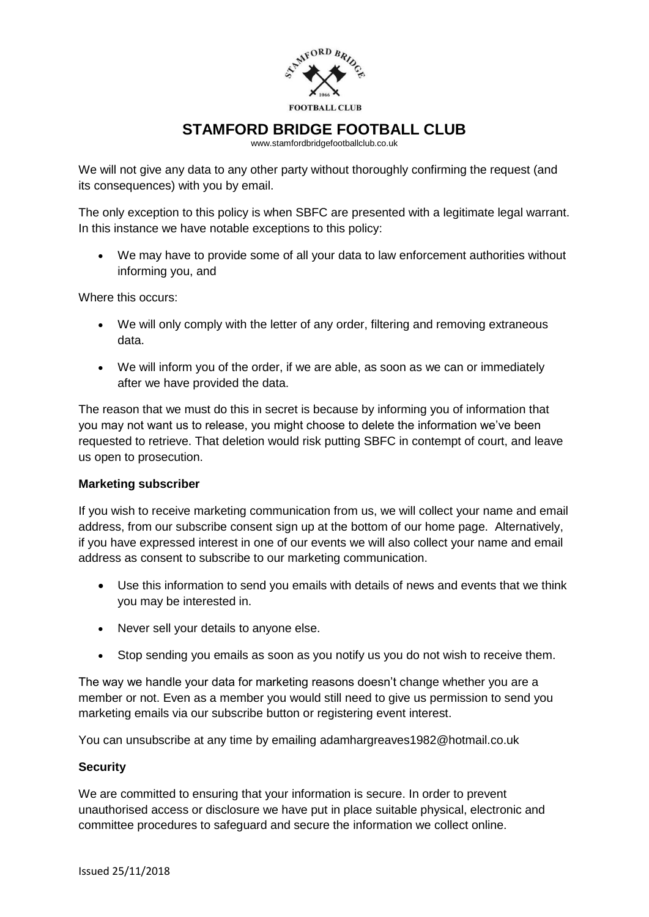We will not give any data to any other party without thoroughly confirming the request (and its consequences) with you by email.

The only exception to this policy is when SBFC are presented with a legitimate legal warrant. In this instance we have notable exceptions to this policy:

- We may have to provide some of all your data to law enforcement authorities without informing you, and

Where this occurs:

- We will only comply with the letter of any order, filtering and removing extraneous data.
- We will inform you of the order, if we are able, as soon as we can or immediately after we have provided the data.

The reason that we must do this in secret is because by informing you of information that you may not want us to release, you might choose to delete the information we've been requested to retrieve. That deletion would risk putting SBFC in contempt of court, and leave us open to prosecution.

**Marketing subscriber**

If you wish to receive marketing communication from us, we will collect your name and email address, from our subscribe consent sign up at the bottom of our home page. Alternatively, if you have expressed interest in one of our events we will also collect your name and email address as consent to subscribe to our marketing communication.

- Use this information to send you emails with details of news and events that we think you may be interested in.
- Never sell your details to anyone else.
- Stop sending you emails as soon as you notify us you do not wish to receive them.

The way we handle your data for marketing reasons doesn't change whether you are a member or not. Even as a member you would still need to give us permission to send you marketing emails via our subscribe button or registering event interest.

You can unsubscribe at any time by emailing adamhargreaves1982@hotmail.co.uk

**Security**

We are committed to ensuring that your information is secure. In order to prevent unauthorised access or disclosure we have put in place suitable physical, electronic and committee procedures to safeguard and secure the information we collect online.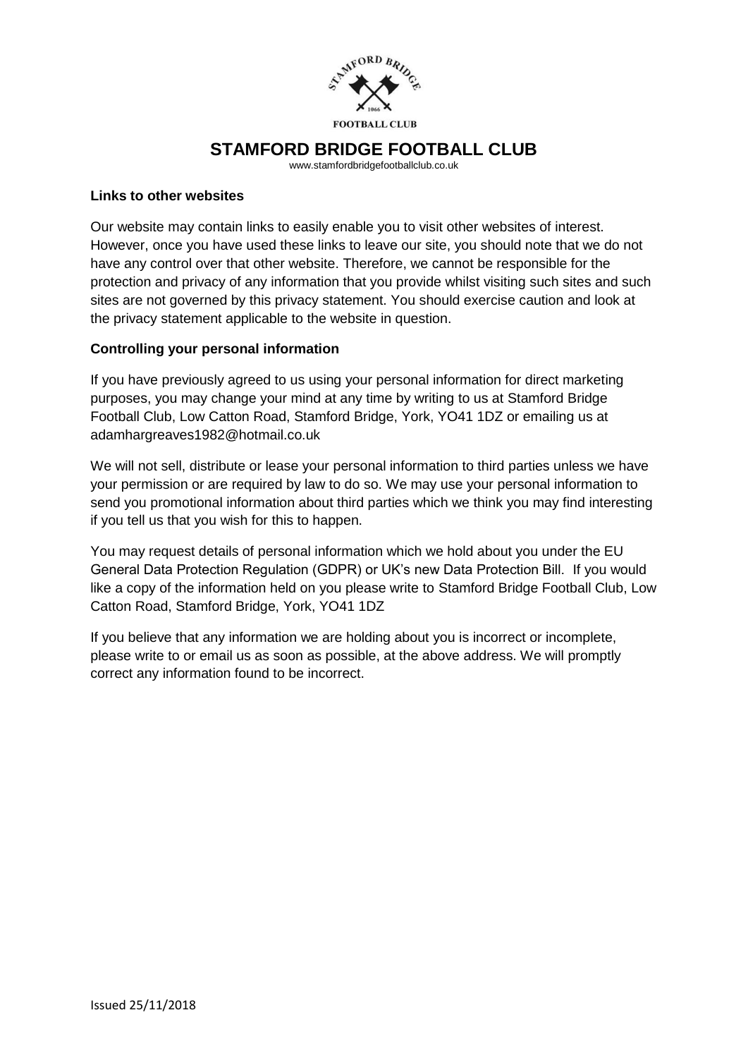**Links to other websites**

Our website may contain links to easily enable you to visit other websites of interest. However, once you have used these links to leave our site, you should note that we do not have any control over that other website. Therefore, we cannot be responsible for the protection and privacy of any information that you provide whilst visiting such sites and such sites are not governed by this privacy statement. You should exercise caution and look at the privacy statement applicable to the website in question.

**Controlling your personal information**

If you have previously agreed to us using your personal information for direct marketing purposes, you may change your mind at any time by writing to us at Stamford Bridge Football Club, Low Catton Road, Stamford Bridge, York, YO41 1DZ or emailing us at adamhargreaves1982@hotmail.co.uk

We will not sell, distribute or lease your personal information to third parties unless we have your permission or are required by law to do so. We may use your personal information to send you promotional information about third parties which we think you may find interesting if you tell us that you wish for this to happen.

You may request details of personal information which we hold about you under the EU General Data Protection Regulation (GDPR) or UK's new Data Protection Bill. If you would like a copy of the information held on you please write to Stamford Bridge Football Club, Low Catton Road, Stamford Bridge, York, YO41 1DZ

If you believe that any information we are holding about you is incorrect or incomplete, please write to or email us as soon as possible, at the above address. We will promptly correct any information found to be incorrect.

Issued 25/11/2018